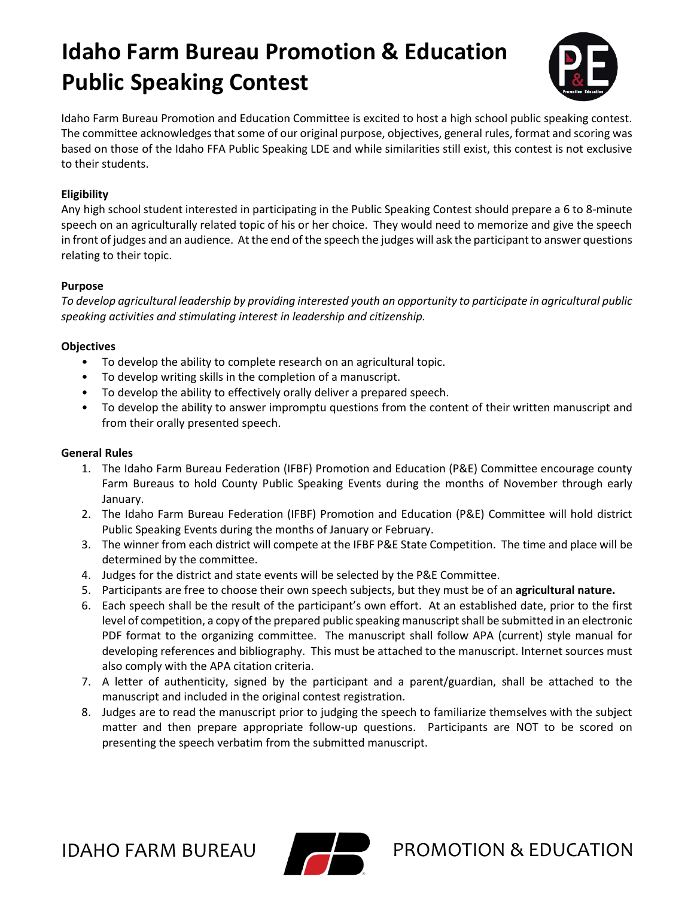# Idaho Farm Bureau Promotion & Education Public Speaking Contest

Idaho Farm Bureau Promotion and Education Committee is excited to host a high school public speaking contest. The committee acknowledges that some of our original purpose, objectives, general rules, format and scoring was based on those of the Idaho FFA Public Speaking LDE and while similarities still exist, this contest is not exclusive to their students.

**Eligibility**

Any high school student interested in participating in the Public Speaking Contest should prepare a 6 to 8-minute speech on an agriculturally related topic of his or her choice. They would need to memorize and give the speech in front of judges and an audience. At the end of the speech the judges will ask the participant to answer questions relating to their topic.

**Purpose**

*To develop agricultural leadership by providing interested youth an opportunity to participate in agricultural public speaking activities and stimulating interest in leadership and citizenship.*

**Objectives**

- To develop the ability to complete research on an agricultural topic.
- To develop writing skills in the completion of a manuscript.
- To develop the ability to effectively orally deliver a prepared speech.
- To develop the ability to answer impromptu questions from the content of their written manuscript and from their orally presented speech.

**General Rules**

1. The Idaho Farm Bureau Federation (IFBF) Promotion and Education (P&E) Committee encourage county Farm Bureaus to hold County Public Speaking Events during the months of November through early January.
2. The Idaho Farm Bureau Federation (IFBF) Promotion and Education (P&E) Committee will hold district Public Speaking Events during the months of January or February.
3. The winner from each district will compete at the IFBF P&E State Competition. The time and place will be determined by the committee.
4. Judges for the district and state events will be selected by the P&E Committee.
5. Participants are free to choose their own speech subjects, but they must be of an **agricultural nature.**
6. Each speech shall be the result of the participant's own effort. At an established date, prior to the first level of competition, a copy of the prepared public speaking manuscript shall be submitted in an electronic PDF format to the organizing committee. The manuscript shall follow APA (current) style manual for developing references and bibliography. This must be attached to the manuscript. Internet sources must also comply with the APA citation criteria.
7. A letter of authenticity, signed by the participant and a parent/guardian, shall be attached to the manuscript and included in the original contest registration.
8. Judges are to read the manuscript prior to judging the speech to familiarize themselves with the subject matter and then prepare appropriate follow-up questions. Participants are NOT to be scored on presenting the speech verbatim from the submitted manuscript.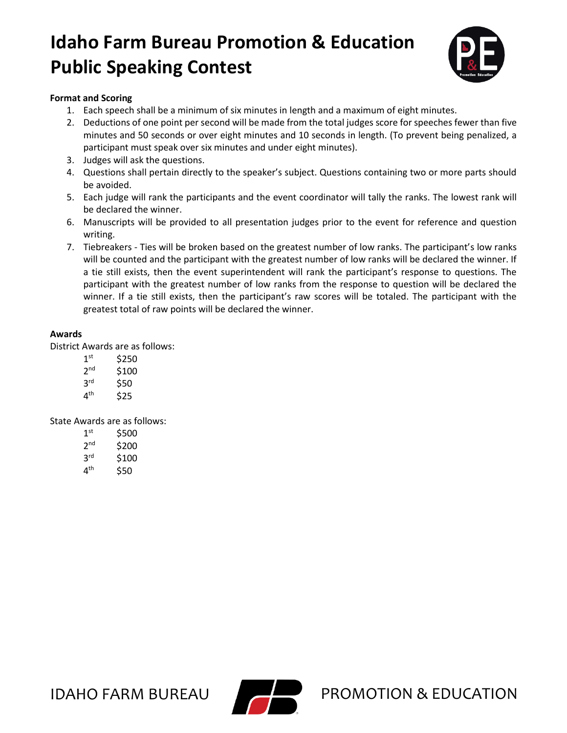# Idaho Farm Bureau Promotion & Education Public Speaking Contest

**Format and Scoring**

1. Each speech shall be a minimum of six minutes in length and a maximum of eight minutes.
2. Deductions of one point per second will be made from the total judges score for speeches fewer than five minutes and 50 seconds or over eight minutes and 10 seconds in length. (To prevent being penalized, a participant must speak over six minutes and under eight minutes).
3. Judges will ask the questions.
4. Questions shall pertain directly to the speaker's subject. Questions containing two or more parts should be avoided.
5. Each judge will rank the participants and the event coordinator will tally the ranks. The lowest rank will be declared the winner.
6. Manuscripts will be provided to all presentation judges prior to the event for reference and question writing.
7. Tiebreakers - Ties will be broken based on the greatest number of low ranks. The participant's low ranks will be counted and the participant with the greatest number of low ranks will be declared the winner. If a tie still exists, then the event superintendent will rank the participant's response to questions. The participant with the greatest number of low ranks from the response to question will be declared the winner. If a tie still exists, then the participant's raw scores will be totaled. The participant with the greatest total of raw points will be declared the winner.

**Awards**

District Awards are as follows:

| | |
|---|---|
| 1st | $250 |
| 2nd | $100 |
| 3rd | $50 |
| 4th | $25 |

State Awards are as follows:

| | |
|---|---|
| 1st | $500 |
| 2nd | $200 |
| 3rd | $100 |
| 4th | $50 |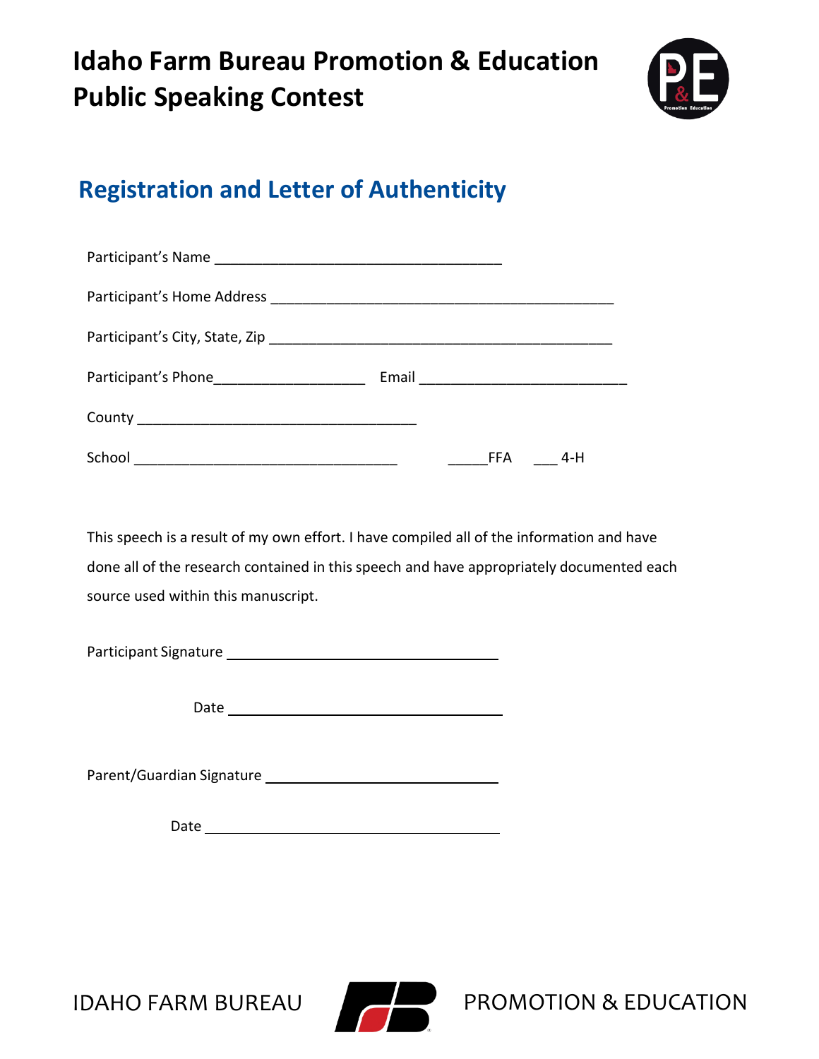# Idaho Farm Bureau Promotion & Education Public Speaking Contest

## Registration and Letter of Authenticity

Participant's Name ___________________________________

Participant's Home Address ___________________________________________

Participant's City, State, Zip ___________________________________________

Participant's Phone__________________ Email __________________________

County ___________________________________

School _________________________________ _____FFA ___ 4-H

This speech is a result of my own effort. I have compiled all of the information and have done all of the research contained in this speech and have appropriately documented each source used within this manuscript.

Participant Signature ___________________________________

Date ___________________________________

Parent/Guardian Signature ______________________________

Date ___________________________________

IDAHO FARM BUREAU PROMOTION & EDUCATION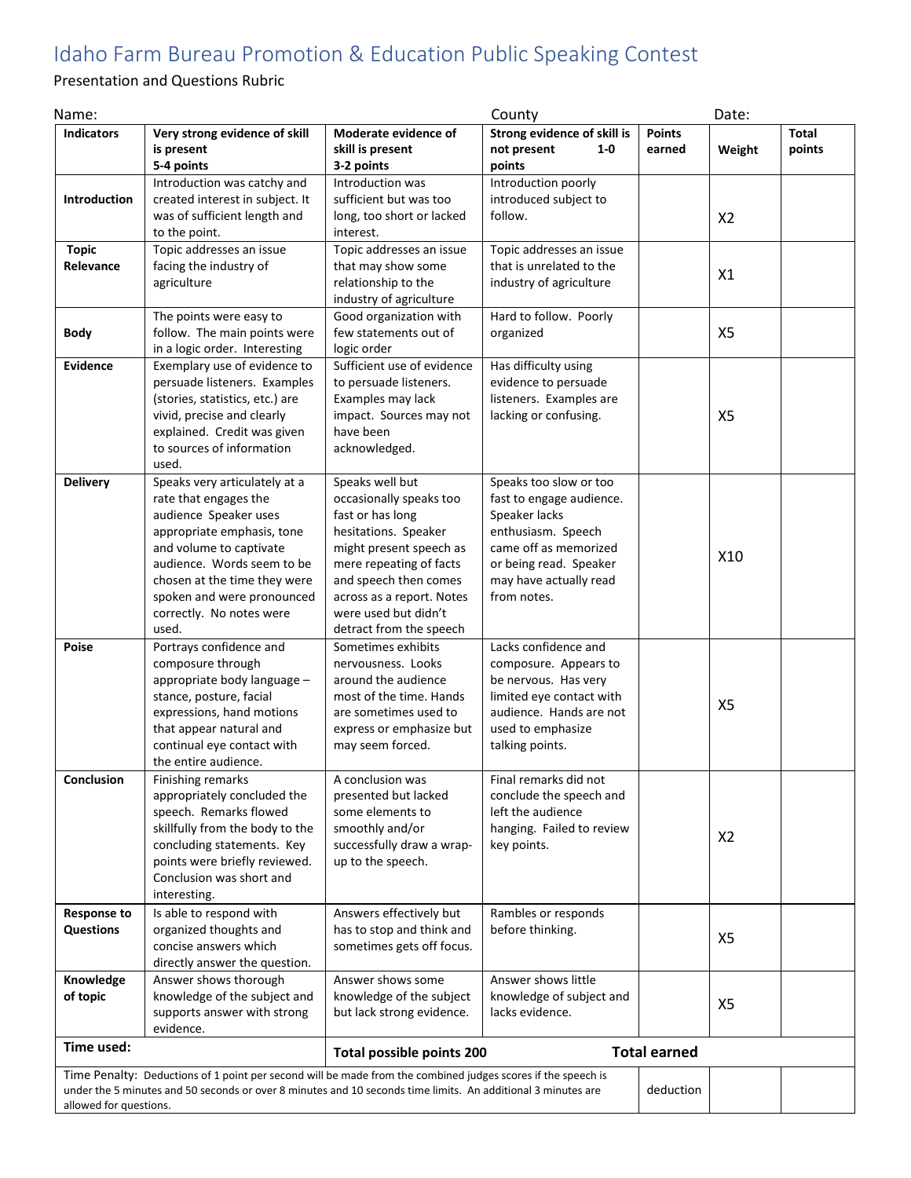# Idaho Farm Bureau Promotion & Education Public Speaking Contest

Presentation and Questions Rubric

Name: County Date:

| Indicators | Very strong evidence of skill is present 5-4 points | Moderate evidence of skill is present 3-2 points | Strong evidence of skill is not present 1-0 points | Points earned | Weight | Total points |
|---|---|---|---|---|---|---|
| **Introduction** | Introduction was catchy and created interest in subject. It was of sufficient length and to the point. | Introduction was sufficient but was too long, too short or lacked interest. | Introduction poorly introduced subject to follow. | | X2 | |
| **Topic Relevance** | Topic addresses an issue facing the industry of agriculture | Topic addresses an issue that may show some relationship to the industry of agriculture | Topic addresses an issue that is unrelated to the industry of agriculture | | X1 | |
| **Body** | The points were easy to follow. The main points were in a logic order. Interesting | Good organization with few statements out of logic order | Hard to follow. Poorly organized | | X5 | |
| **Evidence** | Exemplary use of evidence to persuade listeners. Examples (stories, statistics, etc.) are vivid, precise and clearly explained. Credit was given to sources of information used. | Sufficient use of evidence to persuade listeners. Examples may lack impact. Sources may not have been acknowledged. | Has difficulty using evidence to persuade listeners. Examples are lacking or confusing. | | X5 | |
| **Delivery** | Speaks very articulately at a rate that engages the audience Speaker uses appropriate emphasis, tone and volume to captivate audience. Words seem to be chosen at the time they were spoken and were pronounced correctly. No notes were used. | Speaks well but occasionally speaks too fast or has long hesitations. Speaker might present speech as mere repeating of facts and speech then comes across as a report. Notes were used but didn't detract from the speech | Speaks too slow or too fast to engage audience. Speaker lacks enthusiasm. Speech came off as memorized or being read. Speaker may have actually read from notes. | | X10 | |
| **Poise** | Portrays confidence and composure through appropriate body language – stance, posture, facial expressions, hand motions that appear natural and continual eye contact with the entire audience. | Sometimes exhibits nervousness. Looks around the audience most of the time. Hands are sometimes used to express or emphasize but may seem forced. | Lacks confidence and composure. Appears to be nervous. Has very limited eye contact with audience. Hands are not used to emphasize talking points. | | X5 | |
| **Conclusion** | Finishing remarks appropriately concluded the speech. Remarks flowed skillfully from the body to the concluding statements. Key points were briefly reviewed. Conclusion was short and interesting. | A conclusion was presented but lacked some elements to smoothly and/or successfully draw a wrap-up to the speech. | Final remarks did not conclude the speech and left the audience hanging. Failed to review key points. | | X2 | |
| **Response to Questions** | Is able to respond with organized thoughts and concise answers which directly answer the question. | Answers effectively but has to stop and think and sometimes gets off focus. | Rambles or responds before thinking. | | X5 | |
| **Knowledge of topic** | Answer shows thorough knowledge of the subject and supports answer with strong evidence. | Answer shows some knowledge of the subject but lack strong evidence. | Answer shows little knowledge of subject and lacks evidence. | | X5 | |
| **Time used:** | | **Total possible points 200** | | **Total earned** | | |
| Time Penalty: Deductions of 1 point per second will be made from the combined judges scores if the speech is under the 5 minutes and 50 seconds or over 8 minutes and 10 seconds time limits. An additional 3 minutes are allowed for questions. | | | | deduction | | |